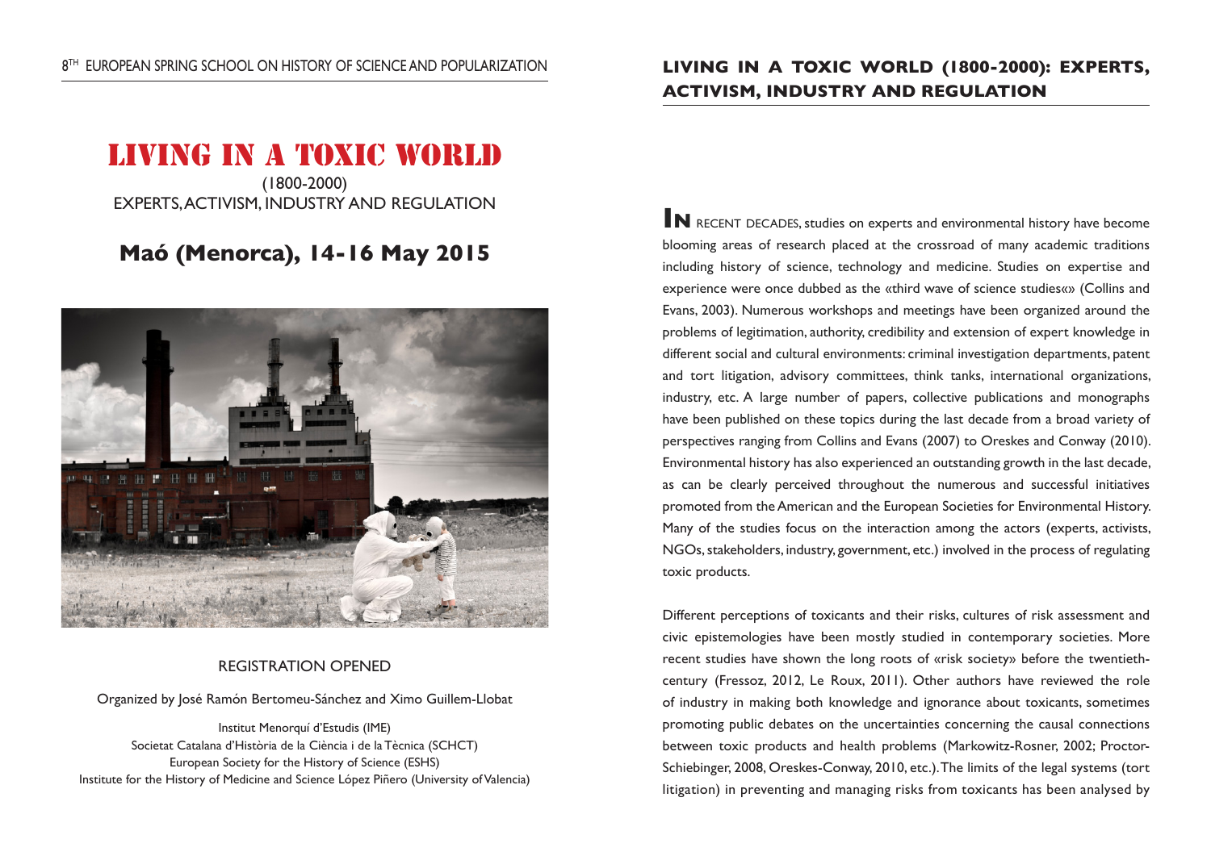# LIVING IN A TOXIC WORLD

(1800-2000)
EXPERTS, ACTIVISM, INDUSTRY AND REGULATION

## Maó (Menorca), 14-16 May 2015

REGISTRATION OPENED

Organized by José Ramón Bertomeu-Sánchez and Ximo Guillem-Llobat

Institut Menorquí d'Estudis (IME)
Societat Catalana d'Història de la Ciència i de la Tècnica (SCHCT)
European Society for the History of Science (ESHS)
Institute for the History of Medicine and Science López Piñero (University of Valencia)

## LIVING IN A TOXIC WORLD (1800-2000): EXPERTS, ACTIVISM, INDUSTRY AND REGULATION

**IN** RECENT DECADES, studies on experts and environmental history have become blooming areas of research placed at the crossroad of many academic traditions including history of science, technology and medicine. Studies on expertise and experience were once dubbed as the «third wave of science studies«» (Collins and Evans, 2003). Numerous workshops and meetings have been organized around the problems of legitimation, authority, credibility and extension of expert knowledge in different social and cultural environments: criminal investigation departments, patent and tort litigation, advisory committees, think tanks, international organizations, industry, etc. A large number of papers, collective publications and monographs have been published on these topics during the last decade from a broad variety of perspectives ranging from Collins and Evans (2007) to Oreskes and Conway (2010). Environmental history has also experienced an outstanding growth in the last decade, as can be clearly perceived throughout the numerous and successful initiatives promoted from the American and the European Societies for Environmental History. Many of the studies focus on the interaction among the actors (experts, activists, NGOs, stakeholders, industry, government, etc.) involved in the process of regulating toxic products.

Different perceptions of toxicants and their risks, cultures of risk assessment and civic epistemologies have been mostly studied in contemporary societies. More recent studies have shown the long roots of «risk society» before the twentieth-century (Fressoz, 2012, Le Roux, 2011). Other authors have reviewed the role of industry in making both knowledge and ignorance about toxicants, sometimes promoting public debates on the uncertainties concerning the causal connections between toxic products and health problems (Markowitz-Rosner, 2002; Proctor-Schiebinger, 2008, Oreskes-Conway, 2010, etc.). The limits of the legal systems (tort litigation) in preventing and managing risks from toxicants has been analysed by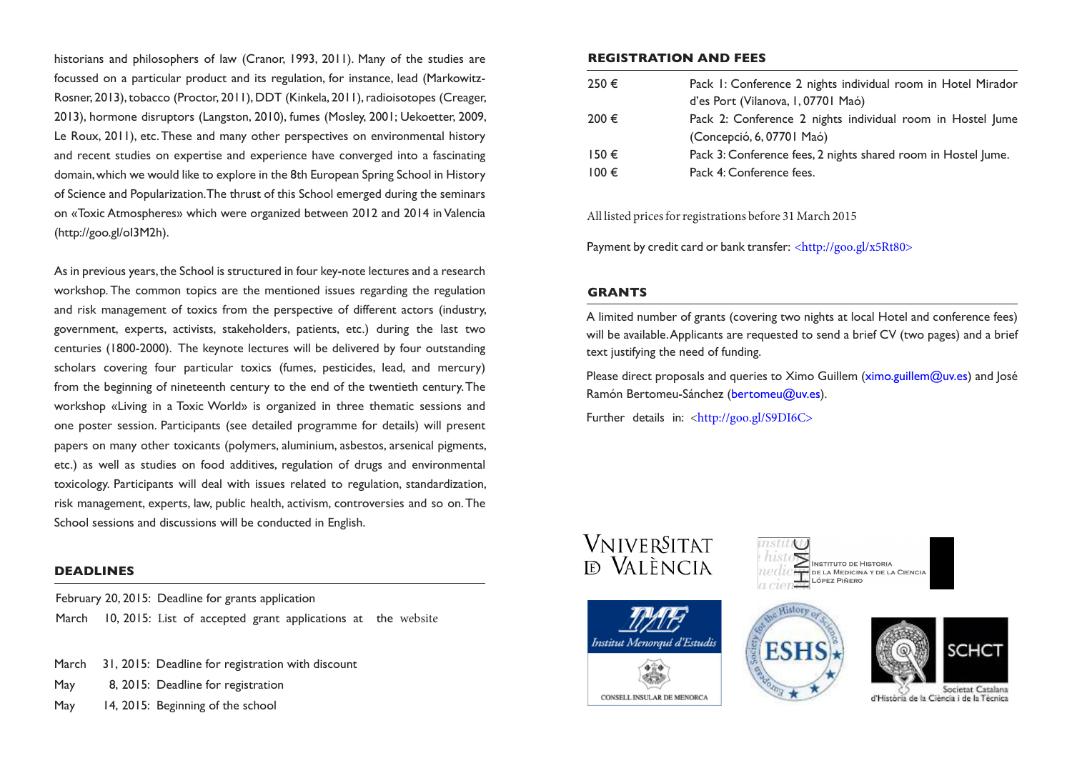historians and philosophers of law (Cranor, 1993, 2011). Many of the studies are focussed on a particular product and its regulation, for instance, lead (Markowitz-Rosner, 2013), tobacco (Proctor, 2011), DDT (Kinkela, 2011), radioisotopes (Creager, 2013), hormone disruptors (Langston, 2010), fumes (Mosley, 2001; Uekoetter, 2009, Le Roux, 2011), etc. These and many other perspectives on environmental history and recent studies on expertise and experience have converged into a fascinating domain, which we would like to explore in the 8th European Spring School in History of Science and Popularization. The thrust of this School emerged during the seminars on «Toxic Atmospheres» which were organized between 2012 and 2014 in Valencia (http://goo.gl/oI3M2h).

As in previous years, the School is structured in four key-note lectures and a research workshop. The common topics are the mentioned issues regarding the regulation and risk management of toxics from the perspective of different actors (industry, government, experts, activists, stakeholders, patients, etc.) during the last two centuries (1800-2000). The keynote lectures will be delivered by four outstanding scholars covering four particular toxics (fumes, pesticides, lead, and mercury) from the beginning of nineteenth century to the end of the twentieth century. The workshop «Living in a Toxic World» is organized in three thematic sessions and one poster session. Participants (see detailed programme for details) will present papers on many other toxicants (polymers, aluminium, asbestos, arsenical pigments, etc.) as well as studies on food additives, regulation of drugs and environmental toxicology. Participants will deal with issues related to regulation, standardization, risk management, experts, law, public health, activism, controversies and so on. The School sessions and discussions will be conducted in English.

## DEADLINES

February 20, 2015: Deadline for grants application

March 10, 2015: List of accepted grant applications at the website

March 31, 2015: Deadline for registration with discount

May 8, 2015: Deadline for registration

May 14, 2015: Beginning of the school

## REGISTRATION AND FEES

| | |
|---|---|
| 250 € | Pack 1: Conference 2 nights individual room in Hotel Mirador d'es Port (Vilanova, 1, 07701 Maó) |
| 200 € | Pack 2: Conference 2 nights individual room in Hostel Jume (Concepció, 6, 07701 Maó) |
| 150 € | Pack 3: Conference fees, 2 nights shared room in Hostel Jume. |
| 100 € | Pack 4: Conference fees. |

All listed prices for registrations before 31 March 2015

Payment by credit card or bank transfer: <http://goo.gl/x5Rt80>

## GRANTS

A limited number of grants (covering two nights at local Hotel and conference fees) will be available. Applicants are requested to send a brief CV (two pages) and a brief text justifying the need of funding.

Please direct proposals and queries to Ximo Guillem (ximo.guillem@uv.es) and José Ramón Bertomeu-Sánchez (bertomeu@uv.es).

Further details in: <http://goo.gl/S9DI6C>

Vniversitat de València

Instituto de Historia de la Medicina y de la Ciencia López Piñero

Institut Menorquí d'Estudis – Consell Insular de Menorca

ESHS – European Society for the History of Science

SCHCT – Societat Catalana d'Història de la Ciència i de la Tècnica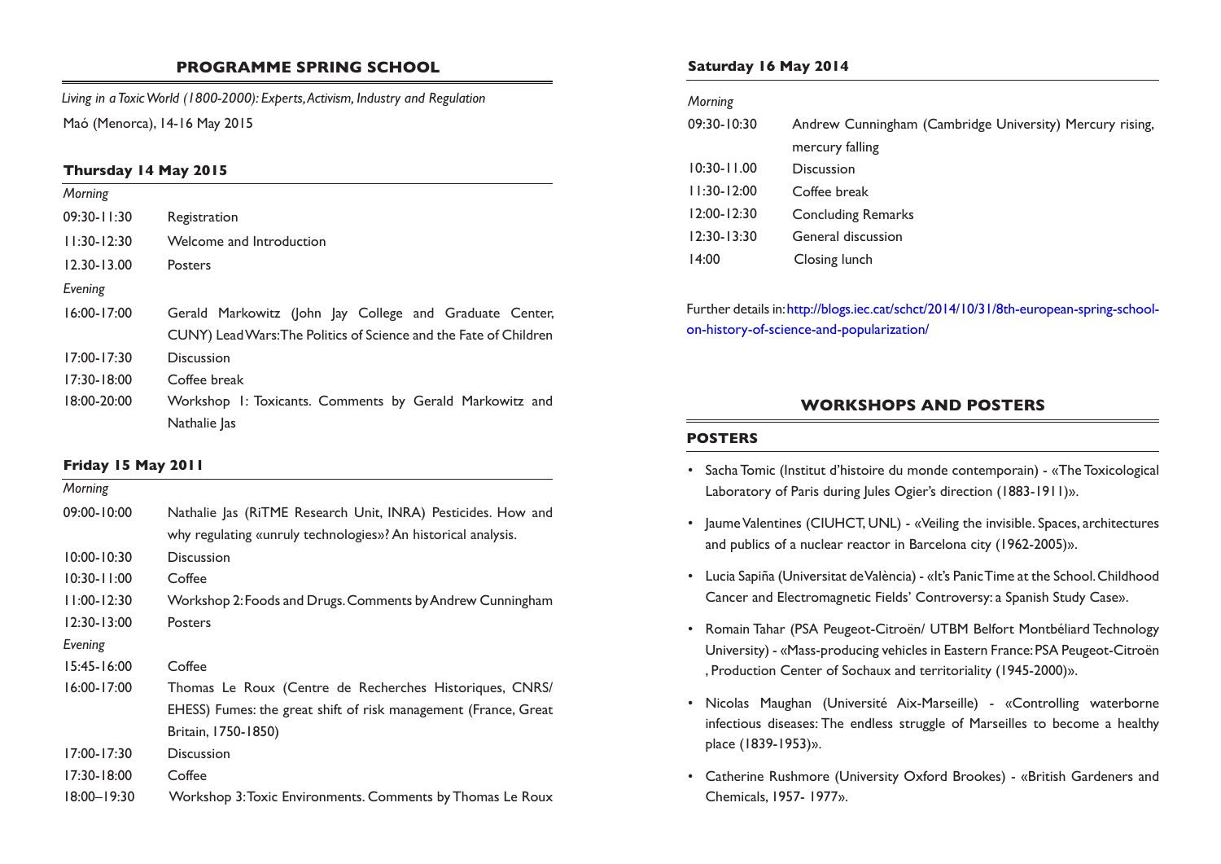## PROGRAMME SPRING SCHOOL

*Living in a Toxic World (1800-2000): Experts, Activism, Industry and Regulation*

Maó (Menorca), 14-16 May 2015

### Thursday 14 May 2015

*Morning*

| | |
|---|---|
| 09:30-11:30 | Registration |
| 11:30-12:30 | Welcome and Introduction |
| 12.30-13.00 | Posters |

*Evening*

| | |
|---|---|
| 16:00-17:00 | Gerald Markowitz (John Jay College and Graduate Center, CUNY) Lead Wars: The Politics of Science and the Fate of Children |
| 17:00-17:30 | Discussion |
| 17:30-18:00 | Coffee break |
| 18:00-20:00 | Workshop 1: Toxicants. Comments by Gerald Markowitz and Nathalie Jas |

### Friday 15 May 2011

*Morning*

| | |
|---|---|
| 09:00-10:00 | Nathalie Jas (RiTME Research Unit, INRA) Pesticides. How and why regulating «unruly technologies»? An historical analysis. |
| 10:00-10:30 | Discussion |
| 10:30-11:00 | Coffee |
| 11:00-12:30 | Workshop 2: Foods and Drugs. Comments by Andrew Cunningham |
| 12:30-13:00 | Posters |

*Evening*

| | |
|---|---|
| 15:45-16:00 | Coffee |
| 16:00-17:00 | Thomas Le Roux (Centre de Recherches Historiques, CNRS/ EHESS) Fumes: the great shift of risk management (France, Great Britain, 1750-1850) |
| 17:00-17:30 | Discussion |
| 17:30-18:00 | Coffee |
| 18:00–19:30 | Workshop 3: Toxic Environments. Comments by Thomas Le Roux |

### Saturday 16 May 2014

*Morning*

| | |
|---|---|
| 09:30-10:30 | Andrew Cunningham (Cambridge University) Mercury rising, mercury falling |
| 10:30-11.00 | Discussion |
| 11:30-12:00 | Coffee break |
| 12:00-12:30 | Concluding Remarks |
| 12:30-13:30 | General discussion |
| 14:00 | Closing lunch |

Further details in: http://blogs.iec.cat/schct/2014/10/31/8th-european-spring-school-on-history-of-science-and-popularization/

## WORKSHOPS AND POSTERS

### POSTERS

- Sacha Tomic (Institut d'histoire du monde contemporain) - «The Toxicological Laboratory of Paris during Jules Ogier's direction (1883-1911)».
- Jaume Valentines (CIUHCT, UNL) - «Veiling the invisible. Spaces, architectures and publics of a nuclear reactor in Barcelona city (1962-2005)».
- Lucia Sapiña (Universitat de València) - «It's Panic Time at the School. Childhood Cancer and Electromagnetic Fields' Controversy: a Spanish Study Case».
- Romain Tahar (PSA Peugeot-Citroën/ UTBM Belfort Montbéliard Technology University) - «Mass-producing vehicles in Eastern France: PSA Peugeot-Citroën , Production Center of Sochaux and territoriality (1945-2000)».
- Nicolas Maughan (Université Aix-Marseille) - «Controlling waterborne infectious diseases: The endless struggle of Marseilles to become a healthy place (1839-1953)».
- Catherine Rushmore (University Oxford Brookes) - «British Gardeners and Chemicals, 1957- 1977».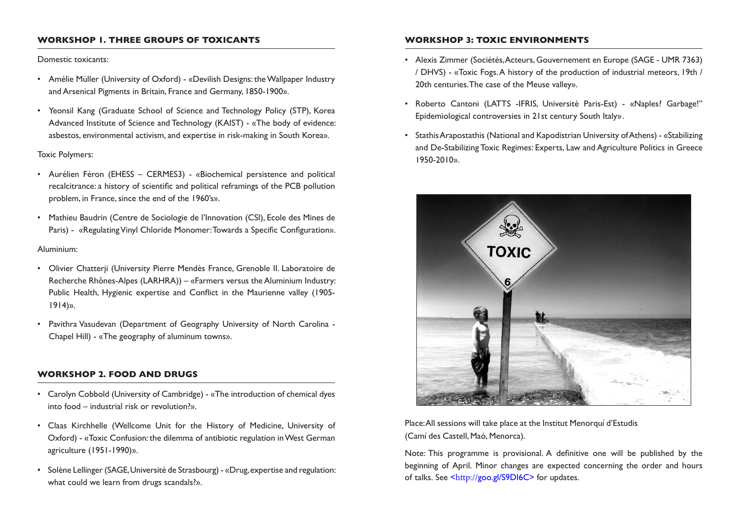## WORKSHOP 1. THREE GROUPS OF TOXICANTS

Domestic toxicants:

- Amélie Müller (University of Oxford) - «Devilish Designs: the Wallpaper Industry and Arsenical Pigments in Britain, France and Germany, 1850-1900».
- Yeonsil Kang (Graduate School of Science and Technology Policy (STP), Korea Advanced Institute of Science and Technology (KAIST) - «The body of evidence: asbestos, environmental activism, and expertise in risk-making in South Korea».

Toxic Polymers:

- Aurélien Féron (EHESS – CERMES3) - «Biochemical persistence and political recalcitrance: a history of scientific and political reframings of the PCB pollution problem, in France, since the end of the 1960's».
- Mathieu Baudrin (Centre de Sociologie de l'Innovation (CSI), Ecole des Mines de Paris) - «Regulating Vinyl Chloride Monomer: Towards a Specific Configuration».

Aluminium:

- Olivier Chatterji (University Pierre Mendès France, Grenoble II. Laboratoire de Recherche Rhônes-Alpes (LARHRA)) – «Farmers versus the Aluminium Industry: Public Health, Hygienic expertise and Conflict in the Maurienne valley (1905-1914)».
- Pavithra Vasudevan (Department of Geography University of North Carolina - Chapel Hill) - «The geography of aluminum towns».

## WORKSHOP 2. FOOD AND DRUGS

- Carolyn Cobbold (University of Cambridge) - «The introduction of chemical dyes into food – industrial risk or revolution?».
- Claas Kirchhelle (Wellcome Unit for the History of Medicine, University of Oxford) - «Toxic Confusion: the dilemma of antibiotic regulation in West German agriculture (1951-1990)».
- Solène Lellinger (SAGE, Université de Strasbourg) - «Drug, expertise and regulation: what could we learn from drugs scandals?».

## WORKSHOP 3: TOXIC ENVIRONMENTS

- Alexis Zimmer (Sociétés, Acteurs, Gouvernement en Europe (SAGE - UMR 7363) / DHVS) - «Toxic Fogs. A history of the production of industrial meteors, 19th / 20th centuries. The case of the Meuse valley».
- Roberto Cantoni (LATTS -IFRIS, Université Paris-Est) - «Naples? Garbage!" Epidemiological controversies in 21st century South Italy».
- Stathis Arapostathis (National and Kapodistrian University of Athens) - «Stabilizing and De-Stabilizing Toxic Regimes: Experts, Law and Agriculture Politics in Greece 1950-2010».

Place: All sessions will take place at the Institut Menorquí d'Estudis (Camí des Castell, Maó, Menorca).

Note: This programme is provisional. A definitive one will be published by the beginning of April. Minor changes are expected concerning the order and hours of talks. See <http://goo.gl/S9DI6C> for updates.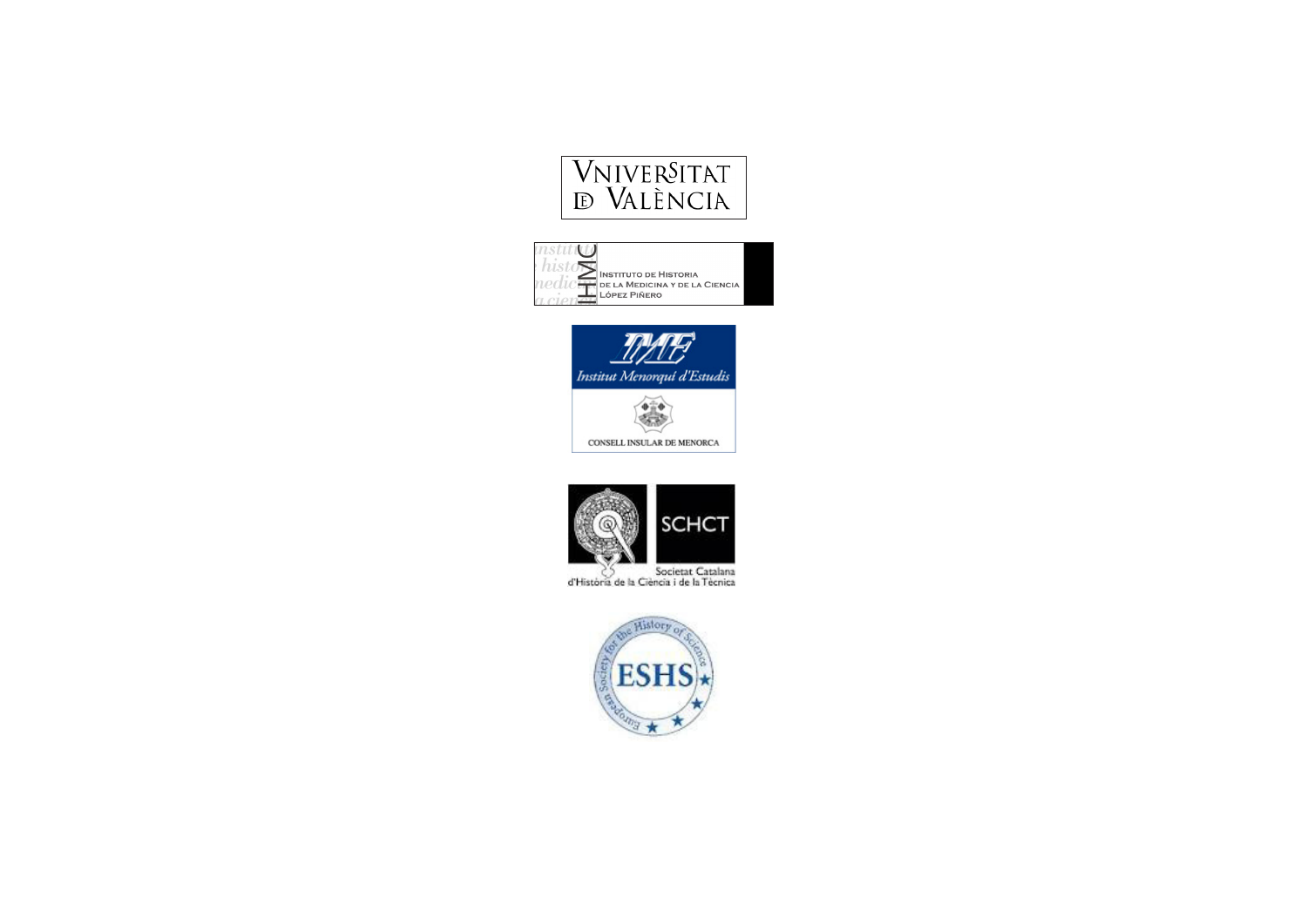Vniversitat de València

Instituto de Historia de la Medicina y de la Ciencia López Piñero

IHMC

IME

Institut Menorquí d'Estudis

CONSELL INSULAR DE MENORCA

SCHCT

Societat Catalana d'Història de la Ciència i de la Tècnica

ESHS

European Society for the History of Science